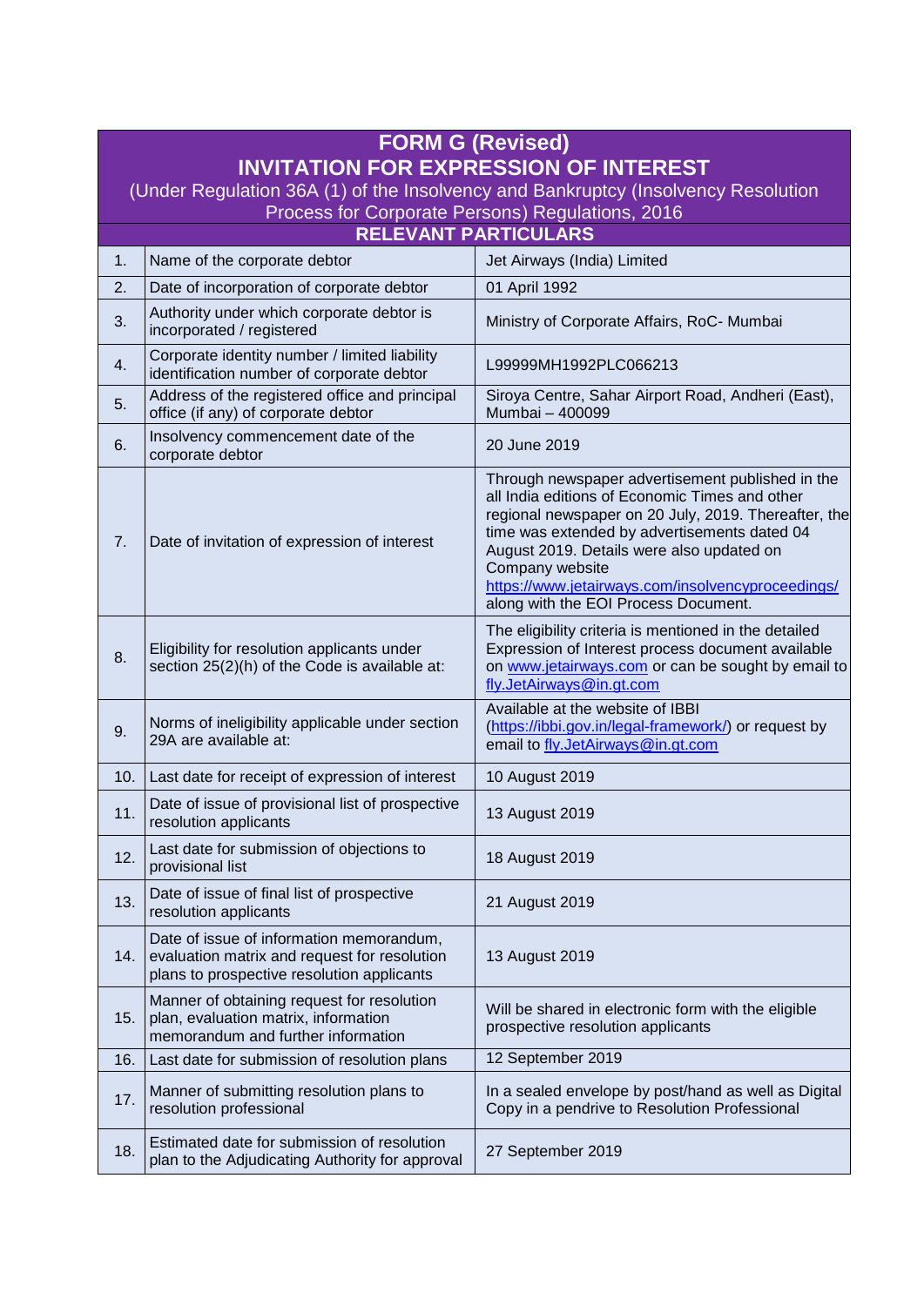# FORM G (Revised)

## INVITATION FOR EXPRESSION OF INTEREST

(Under Regulation 36A (1) of the Insolvency and Bankruptcy (Insolvency Resolution Process for Corporate Persons) Regulations, 2016

### RELEVANT PARTICULARS

| | | |
|---|---|---|
| 1. | Name of the corporate debtor | Jet Airways (India) Limited |
| 2. | Date of incorporation of corporate debtor | 01 April 1992 |
| 3. | Authority under which corporate debtor is incorporated / registered | Ministry of Corporate Affairs, RoC- Mumbai |
| 4. | Corporate identity number / limited liability identification number of corporate debtor | L99999MH1992PLC066213 |
| 5. | Address of the registered office and principal office (if any) of corporate debtor | Siroya Centre, Sahar Airport Road, Andheri (East), Mumbai – 400099 |
| 6. | Insolvency commencement date of the corporate debtor | 20 June 2019 |
| 7. | Date of invitation of expression of interest | Through newspaper advertisement published in the all India editions of Economic Times and other regional newspaper on 20 July, 2019. Thereafter, the time was extended by advertisements dated 04 August 2019. Details were also updated on Company website https://www.jetairways.com/insolvencyproceedings/ along with the EOI Process Document. |
| 8. | Eligibility for resolution applicants under section 25(2)(h) of the Code is available at: | The eligibility criteria is mentioned in the detailed Expression of Interest process document available on www.jetairways.com or can be sought by email to fly.JetAirways@in.gt.com |
| 9. | Norms of ineligibility applicable under section 29A are available at: | Available at the website of IBBI (https://ibbi.gov.in/legal-framework/) or request by email to fly.JetAirways@in.gt.com |
| 10. | Last date for receipt of expression of interest | 10 August 2019 |
| 11. | Date of issue of provisional list of prospective resolution applicants | 13 August 2019 |
| 12. | Last date for submission of objections to provisional list | 18 August 2019 |
| 13. | Date of issue of final list of prospective resolution applicants | 21 August 2019 |
| 14. | Date of issue of information memorandum, evaluation matrix and request for resolution plans to prospective resolution applicants | 13 August 2019 |
| 15. | Manner of obtaining request for resolution plan, evaluation matrix, information memorandum and further information | Will be shared in electronic form with the eligible prospective resolution applicants |
| 16. | Last date for submission of resolution plans | 12 September 2019 |
| 17. | Manner of submitting resolution plans to resolution professional | In a sealed envelope by post/hand as well as Digital Copy in a pendrive to Resolution Professional |
| 18. | Estimated date for submission of resolution plan to the Adjudicating Authority for approval | 27 September 2019 |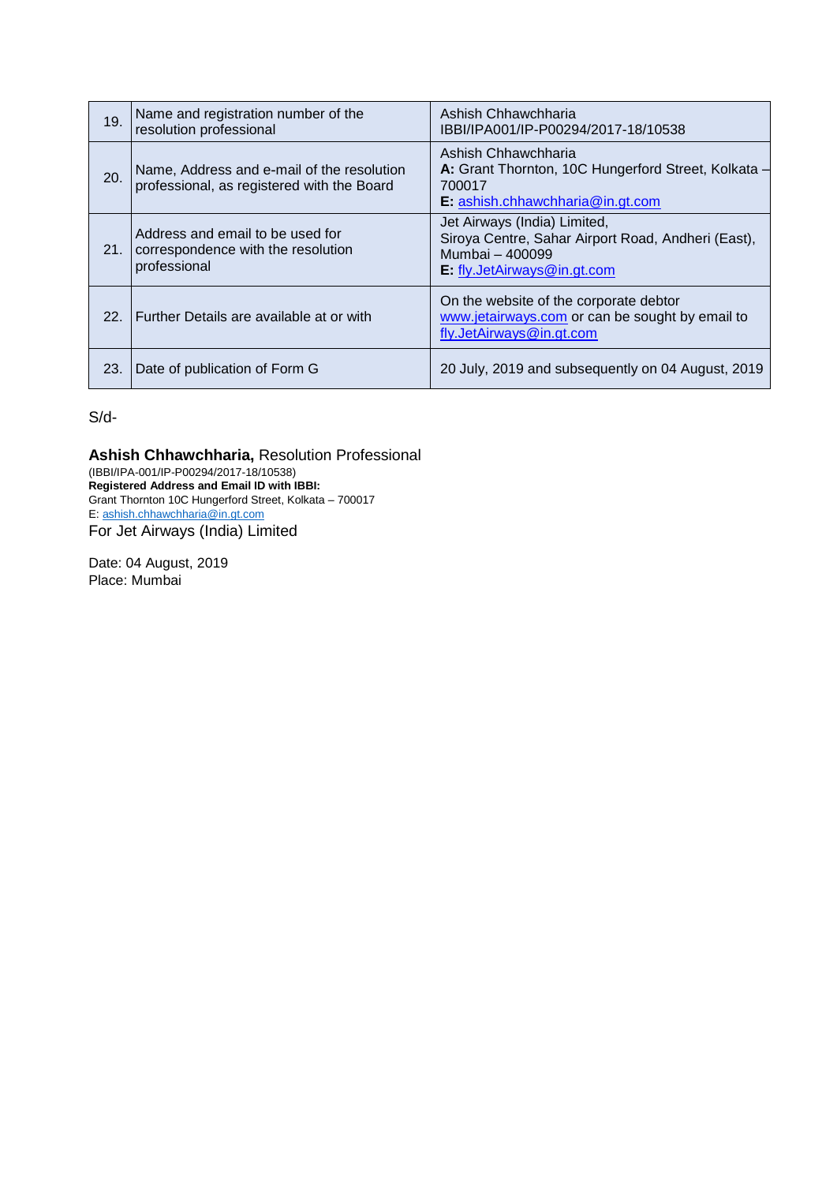| | | |
|---|---|---|
| 19. | Name and registration number of the resolution professional | Ashish Chhawchharia<br>IBBI/IPA001/IP-P00294/2017-18/10538 |
| 20. | Name, Address and e-mail of the resolution professional, as registered with the Board | Ashish Chhawchharia<br>**A:** Grant Thornton, 10C Hungerford Street, Kolkata – 700017<br>**E:** ashish.chhawchharia@in.gt.com |
| 21. | Address and email to be used for correspondence with the resolution professional | Jet Airways (India) Limited,<br>Siroya Centre, Sahar Airport Road, Andheri (East), Mumbai – 400099<br>**E:** fly.JetAirways@in.gt.com |
| 22. | Further Details are available at or with | On the website of the corporate debtor www.jetairways.com or can be sought by email to fly.JetAirways@in.gt.com |
| 23. | Date of publication of Form G | 20 July, 2019 and subsequently on 04 August, 2019 |

S/d-

**Ashish Chhawchharia,** Resolution Professional
(IBBI/IPA-001/IP-P00294/2017-18/10538)
**Registered Address and Email ID with IBBI:**
Grant Thornton 10C Hungerford Street, Kolkata – 700017
E: ashish.chhawchharia@in.gt.com
For Jet Airways (India) Limited

Date: 04 August, 2019
Place: Mumbai